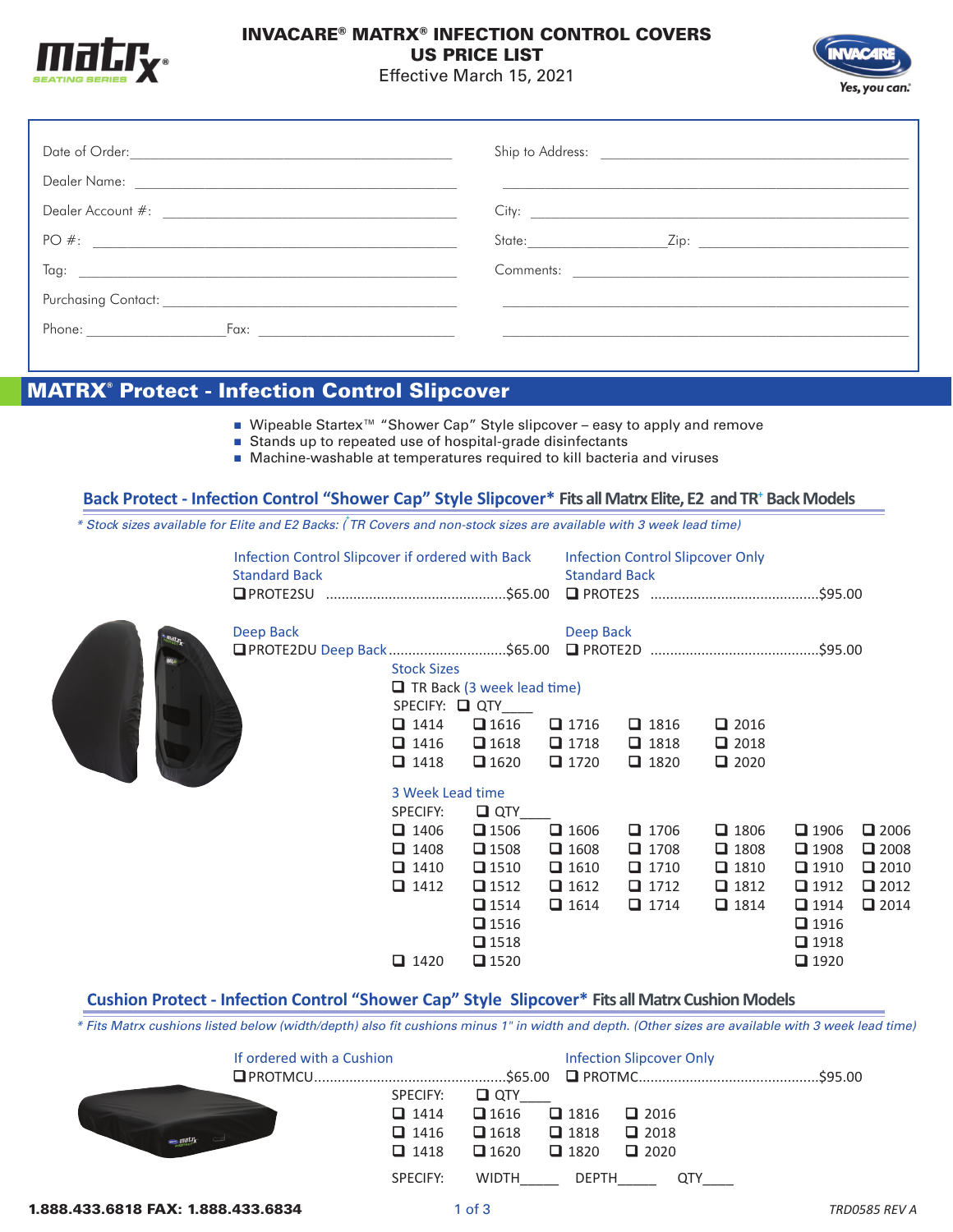# INVACARE® MATRX® INFECTION CONTROL COVERS
## US PRICE LIST
Effective March 15, 2021

Date of Order: ______________________

Dealer Name: ______________________

Dealer Account #: ______________________

PO #: ______________________

Tag: ______________________

Purchasing Contact: ______________________

Phone: __________ Fax: __________

Ship to Address: ______________________

City: ______________________

State: __________ Zip: __________

Comments: ______________________

## MATRX® Protect - Infection Control Slipcover

- Wipeable Startex™ "Shower Cap" Style slipcover – easy to apply and remove
- Stands up to repeated use of hospital-grade disinfectants
- Machine-washable at temperatures required to kill bacteria and viruses

### Back Protect - Infection Control "Shower Cap" Style Slipcover* Fits all Matrx Elite, E2 and TR† Back Models

*\* Stock sizes available for Elite and E2 Backs: († TR Covers and non-stock sizes are available with 3 week lead time)*

| Infection Control Slipcover if ordered with Back | | Infection Control Slipcover Only | |
|---|---|---|---|
| **Standard Back** | | **Standard Back** | |
| ❑ PROTE2SU | $65.00 | ❑ PROTE2S | $95.00 |
| **Deep Back** | | **Deep Back** | |
| ❑ PROTE2DU Deep Back | $65.00 | ❑ PROTE2D | $95.00 |

**Stock Sizes**

❑ TR Back (3 week lead time)

SPECIFY: ❑ QTY____

| | | | | |
|---|---|---|---|---|
| ❑ 1414 | ❑ 1616 | ❑ 1716 | ❑ 1816 | ❑ 2016 |
| ❑ 1416 | ❑ 1618 | ❑ 1718 | ❑ 1818 | ❑ 2018 |
| ❑ 1418 | ❑ 1620 | ❑ 1720 | ❑ 1820 | ❑ 2020 |

**3 Week Lead time**

SPECIFY: ❑ QTY____

| | | | | | | |
|---|---|---|---|---|---|---|
| ❑ 1406 | ❑ 1506 | ❑ 1606 | ❑ 1706 | ❑ 1806 | ❑ 1906 | ❑ 2006 |
| ❑ 1408 | ❑ 1508 | ❑ 1608 | ❑ 1708 | ❑ 1808 | ❑ 1908 | ❑ 2008 |
| ❑ 1410 | ❑ 1510 | ❑ 1610 | ❑ 1710 | ❑ 1810 | ❑ 1910 | ❑ 2010 |
| ❑ 1412 | ❑ 1512 | ❑ 1612 | ❑ 1712 | ❑ 1812 | ❑ 1912 | ❑ 2012 |
| | ❑ 1514 | ❑ 1614 | ❑ 1714 | ❑ 1814 | ❑ 1914 | ❑ 2014 |
| | ❑ 1516 | | | | ❑ 1916 | |
| | ❑ 1518 | | | | ❑ 1918 | |
| ❑ 1420 | ❑ 1520 | | | | ❑ 1920 | |

### Cushion Protect - Infection Control "Shower Cap" Style Slipcover* Fits all Matrx Cushion Models

*\* Fits Matrx cushions listed below (width/depth) also fit cushions minus 1" in width and depth. (Other sizes are available with 3 week lead time)*

| If ordered with a Cushion | | Infection Slipcover Only | |
|---|---|---|---|
| ❑ PROTMCU | $65.00 | ❑ PROTMC | $95.00 |

SPECIFY: ❑ QTY____

| | | | |
|---|---|---|---|
| ❑ 1414 | ❑ 1616 | ❑ 1816 | ❑ 2016 |
| ❑ 1416 | ❑ 1618 | ❑ 1818 | ❑ 2018 |
| ❑ 1418 | ❑ 1620 | ❑ 1820 | ❑ 2020 |

SPECIFY: WIDTH_____ DEPTH_____ QTY____

**1.888.433.6818 FAX: 1.888.433.6834**

*TRD0585 REV A*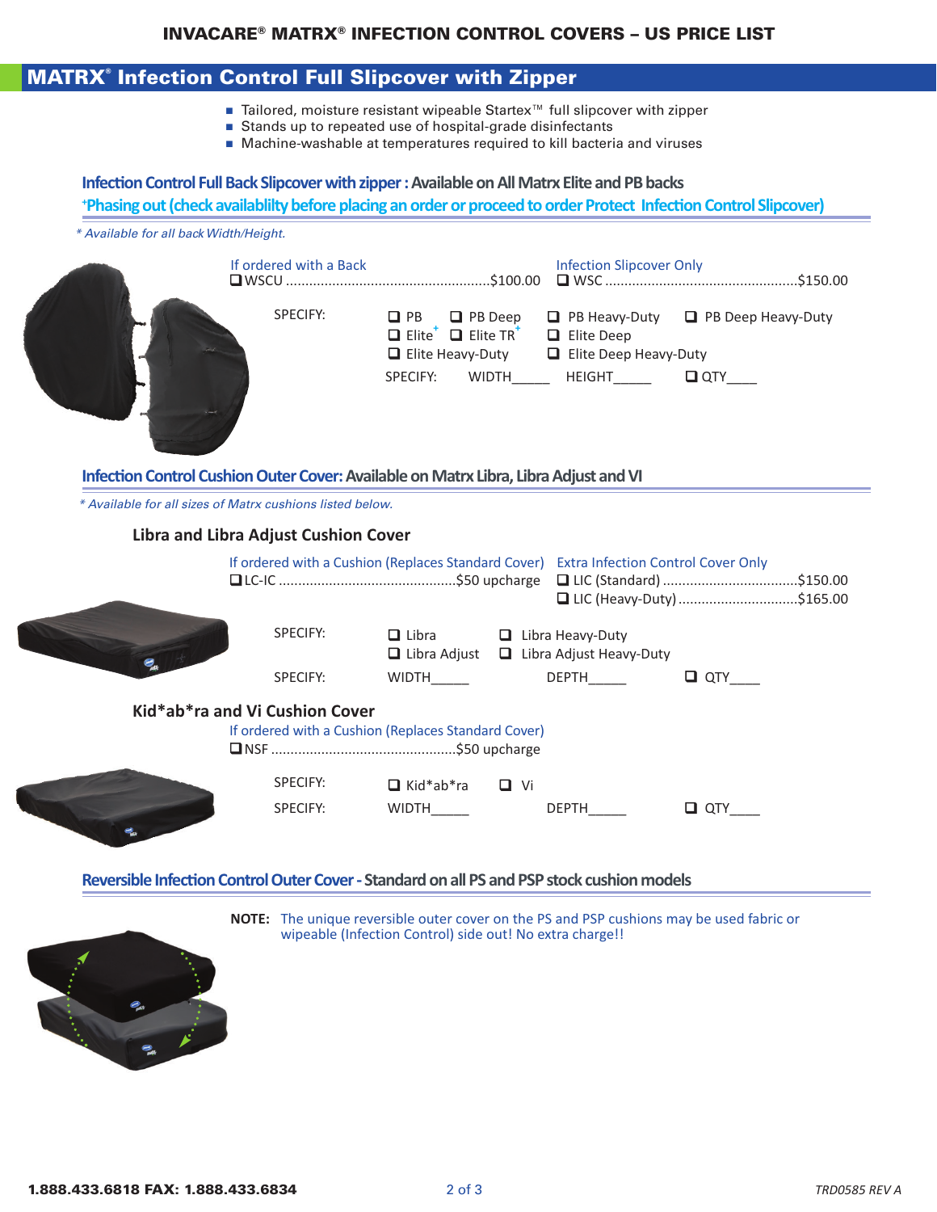# MATRX® Infection Control Full Slipcover with Zipper

- Tailored, moisture resistant wipeable Startex™ full slipcover with zipper
- Stands up to repeated use of hospital-grade disinfectants
- Machine-washable at temperatures required to kill bacteria and viruses

## Infection Control Full Back Slipcover with zipper : Available on All Matrx Elite and PB backs

+Phasing out (check availablilty before placing an order or proceed to order Protect Infection Control Slipcover)

*\* Available for all back Width/Height.*

**If ordered with a Back**
❑ WSCU ....................................................$100.00

**Infection Slipcover Only**
❑ WSC ....................................................$150.00

SPECIFY:
❑ PB ❑ PB Deep ❑ PB Heavy-Duty ❑ PB Deep Heavy-Duty
❑ Elite+ ❑ Elite TR+ ❑ Elite Deep
❑ Elite Heavy-Duty ❑ Elite Deep Heavy-Duty

SPECIFY: WIDTH_____ HEIGHT_____ ❑ QTY____

## Infection Control Cushion Outer Cover: Available on Matrx Libra, Libra Adjust and Vi

*\* Available for all sizes of Matrx cushions listed below.*

### Libra and Libra Adjust Cushion Cover

**If ordered with a Cushion (Replaces Standard Cover)**
❑ LC-IC ............................................$50 upcharge

**Extra Infection Control Cover Only**
❑ LIC (Standard) ...................................$150.00
❑ LIC (Heavy-Duty) ..............................$165.00

SPECIFY:
❑ Libra ❑ Libra Heavy-Duty
❑ Libra Adjust ❑ Libra Adjust Heavy-Duty

SPECIFY: WIDTH_____ DEPTH_____ ❑ QTY____

### Kid*ab*ra and Vi Cushion Cover

**If ordered with a Cushion (Replaces Standard Cover)**
❑ NSF ...............................................$50 upcharge

SPECIFY: ❑ Kid*ab*ra ❑ Vi

SPECIFY: WIDTH_____ DEPTH_____ ❑ QTY____

## Reversible Infection Control Outer Cover - Standard on all PS and PSP stock cushion models

**NOTE:** The unique reversible outer cover on the PS and PSP cushions may be used fabric or wipeable (Infection Control) side out! No extra charge!!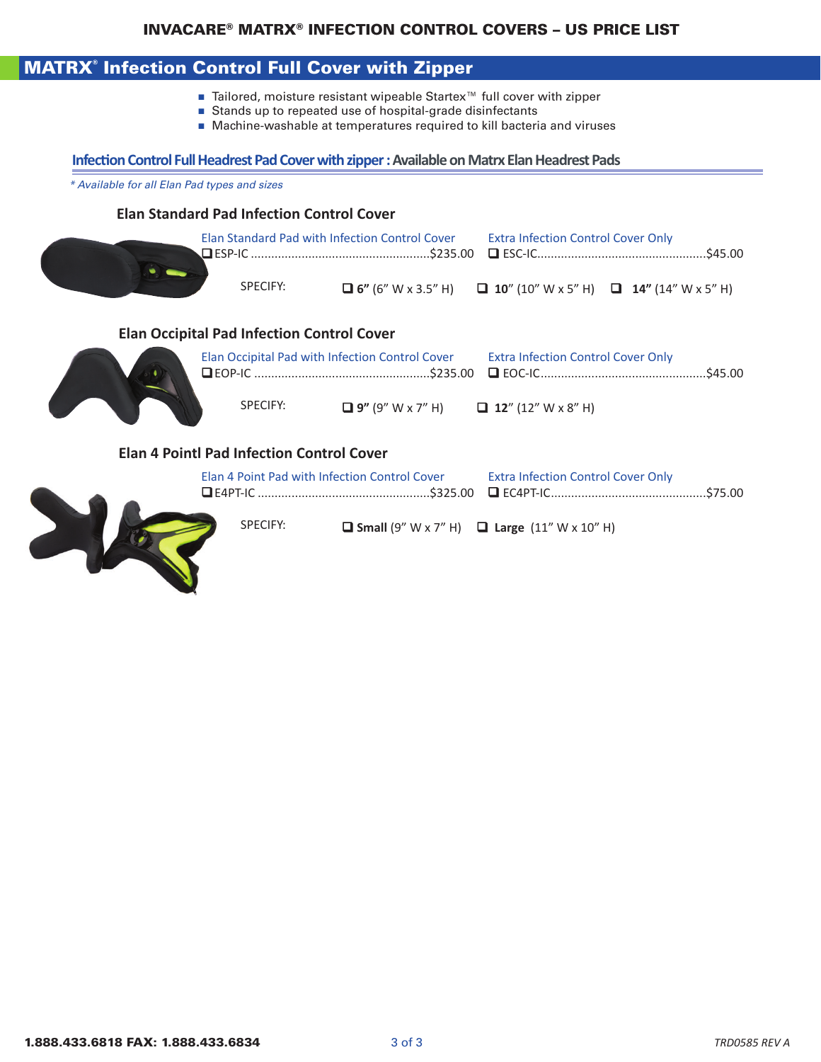# MATRX® Infection Control Full Cover with Zipper

- Tailored, moisture resistant wipeable Startex™ full cover with zipper
- Stands up to repeated use of hospital-grade disinfectants
- Machine-washable at temperatures required to kill bacteria and viruses

## Infection Control Full Headrest Pad Cover with zipper : Available on Matrx Elan Headrest Pads

*\* Available for all Elan Pad types and sizes*

### Elan Standard Pad Infection Control Cover

Elan Standard Pad with Infection Control Cover
❑ ESP-IC ....................................................$235.00

Extra Infection Control Cover Only
❑ ESC-IC.................................................$45.00

SPECIFY: ❑ **6”** (6” W x 3.5” H) ❑ **10**” (10” W x 5” H) ❑ **14”** (14” W x 5” H)

### Elan Occipital Pad Infection Control Cover

Elan Occipital Pad with Infection Control Cover
❑ EOP-IC ....................................................$235.00

Extra Infection Control Cover Only
❑ EOC-IC................................................$45.00

SPECIFY: ❑ **9”** (9” W x 7” H) ❑ **12**” (12” W x 8” H)

### Elan 4 Pointl Pad Infection Control Cover

Elan 4 Point Pad with Infection Control Cover
❑ E4PT-IC ..................................................$325.00

Extra Infection Control Cover Only
❑ EC4PT-IC.............................................$75.00

SPECIFY: ❑ **Small** (9” W x 7” H) ❑ **Large** (11” W x 10” H)

1.888.433.6818 FAX: 1.888.433.6834

*TRD0585 REV A*